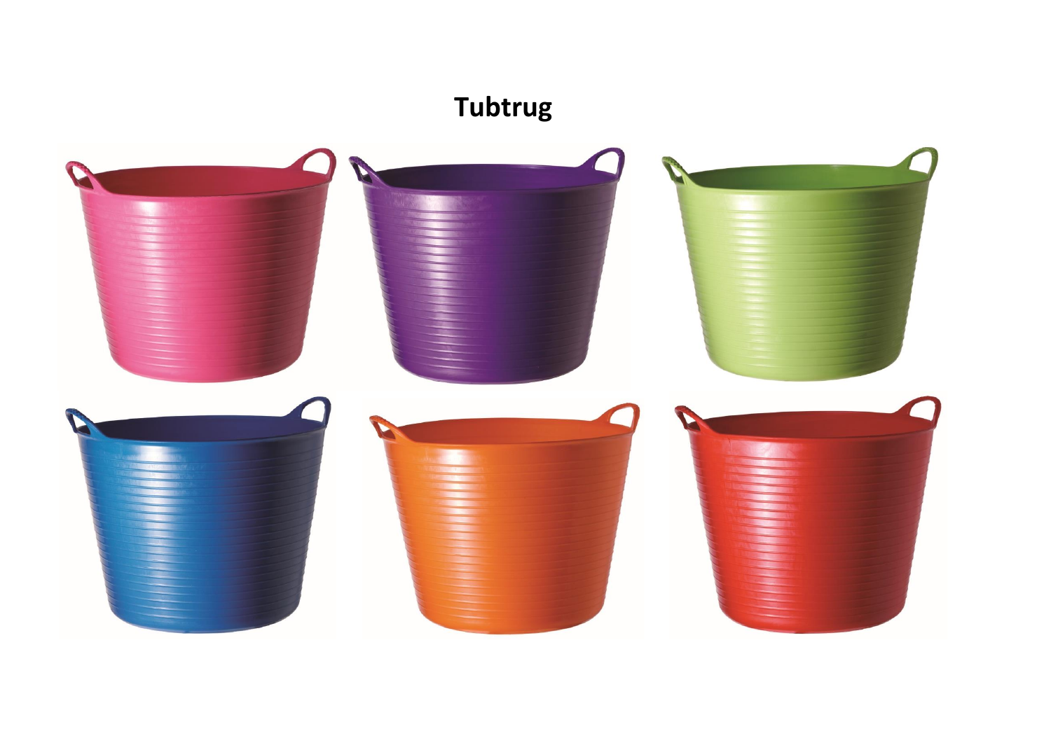# Tubtrug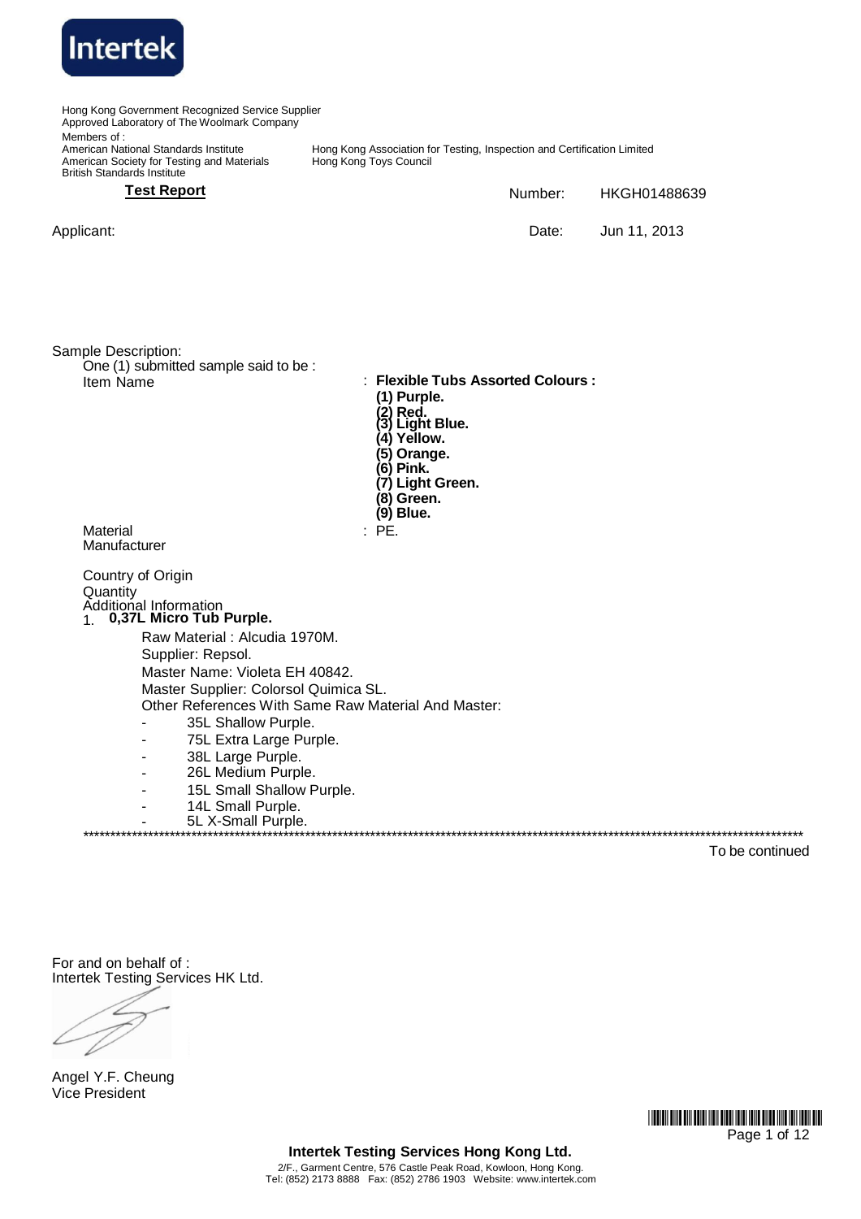Hong Kong Government Recognized Service Supplier
Approved Laboratory of The Woolmark Company
Members of :
American National Standards Institute
American Society for Testing and Materials
British Standards Institute
Hong Kong Association for Testing, Inspection and Certification Limited
Hong Kong Toys Council

## Test Report

Number: HKGH01488639

Applicant:

Date: Jun 11, 2013

Sample Description:

One (1) submitted sample said to be :

Item Name : **Flexible Tubs Assorted Colours :**

**(1) Purple.**
**(2) Red.**
**(3) Light Blue.**
**(4) Yellow.**
**(5) Orange.**
**(6) Pink.**
**(7) Light Green.**
**(8) Green.**
**(9) Blue.**

Material : PE.

Manufacturer

Country of Origin

Quantity

Additional Information

1. **0,37L Micro Tub Purple.**

    Raw Material : Alcudia 1970M.
    Supplier: Repsol.
    Master Name: Violeta EH 40842.
    Master Supplier: Colorsol Quimica SL.
    Other References With Same Raw Material And Master:

    - 35L Shallow Purple.
    - 75L Extra Large Purple.
    - 38L Large Purple.
    - 26L Medium Purple.
    - 15L Small Shallow Purple.
    - 14L Small Purple.
    - 5L X-Small Purple.

*********************************************************************************************************************

To be continued

For and on behalf of :
Intertek Testing Services HK Ltd.

Angel Y.F. Cheung
Vice President

**Intertek Testing Services Hong Kong Ltd.**
2/F., Garment Centre, 576 Castle Peak Road, Kowloon, Hong Kong.
Tel: (852) 2173 8888 Fax: (852) 2786 1903 Website: www.intertek.com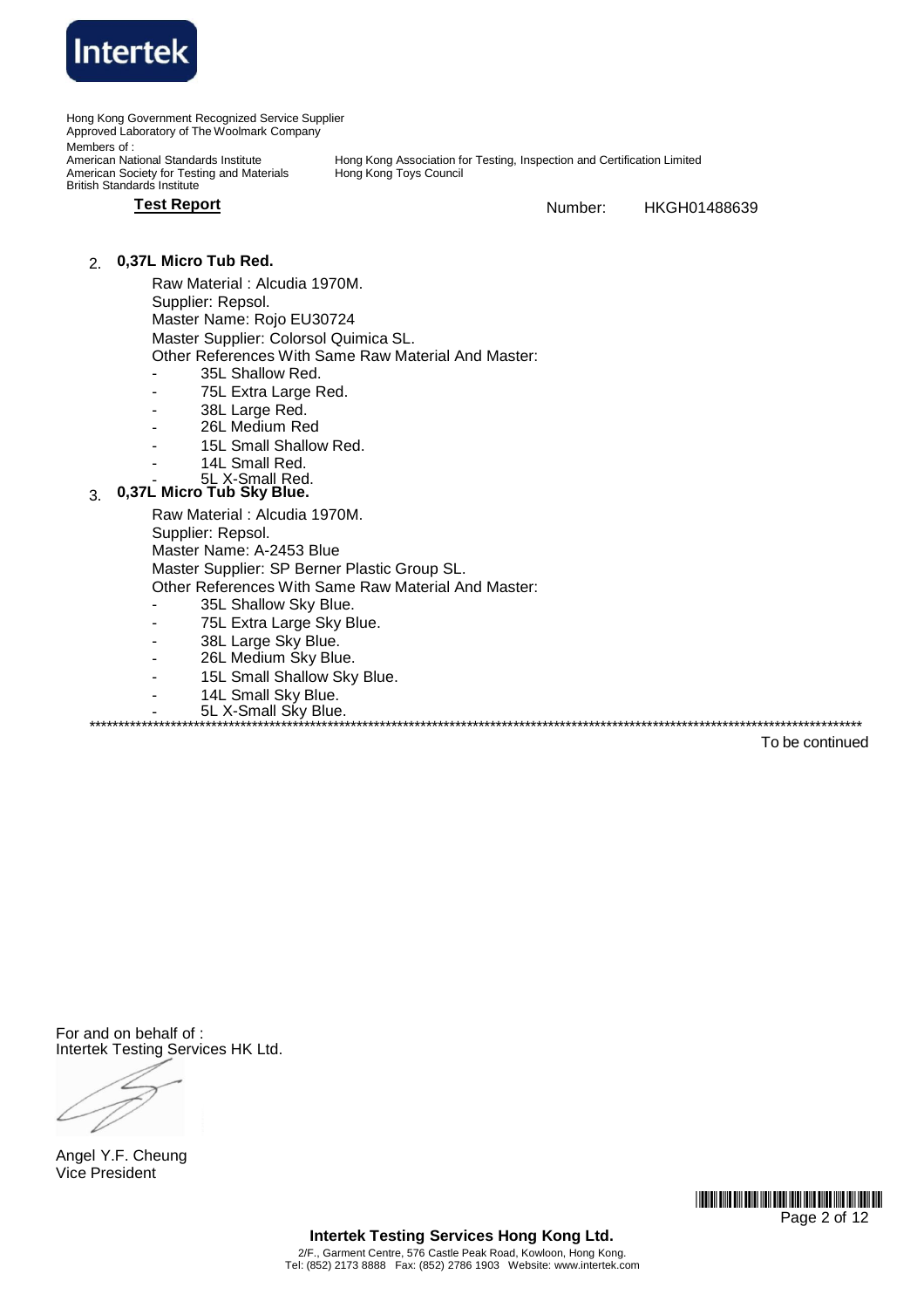Hong Kong Government Recognized Service Supplier
Approved Laboratory of The Woolmark Company
Members of :
American National Standards Institute
American Society for Testing and Materials
British Standards Institute
Hong Kong Association for Testing, Inspection and Certification Limited
Hong Kong Toys Council

**Test Report** Number: HKGH01488639

2. **0,37L Micro Tub Red.**

   Raw Material : Alcudia 1970M.
   Supplier: Repsol.
   Master Name: Rojo EU30724
   Master Supplier: Colorsol Quimica SL.
   Other References With Same Raw Material And Master:

   - 35L Shallow Red.
   - 75L Extra Large Red.
   - 38L Large Red.
   - 26L Medium Red
   - 15L Small Shallow Red.
   - 14L Small Red.
   - 5L X-Small Red.

3. **0,37L Micro Tub Sky Blue.**

   Raw Material : Alcudia 1970M.
   Supplier: Repsol.
   Master Name: A-2453 Blue
   Master Supplier: SP Berner Plastic Group SL.
   Other References With Same Raw Material And Master:

   - 35L Shallow Sky Blue.
   - 75L Extra Large Sky Blue.
   - 38L Large Sky Blue.
   - 26L Medium Sky Blue.
   - 15L Small Shallow Sky Blue.
   - 14L Small Sky Blue.
   - 5L X-Small Sky Blue.

*************************************************************************************************************************************

To be continued

For and on behalf of :
Intertek Testing Services HK Ltd.

Angel Y.F. Cheung
Vice President

**Intertek Testing Services Hong Kong Ltd.**
2/F., Garment Centre, 576 Castle Peak Road, Kowloon, Hong Kong.
Tel: (852) 2173 8888 Fax: (852) 2786 1903 Website: www.intertek.com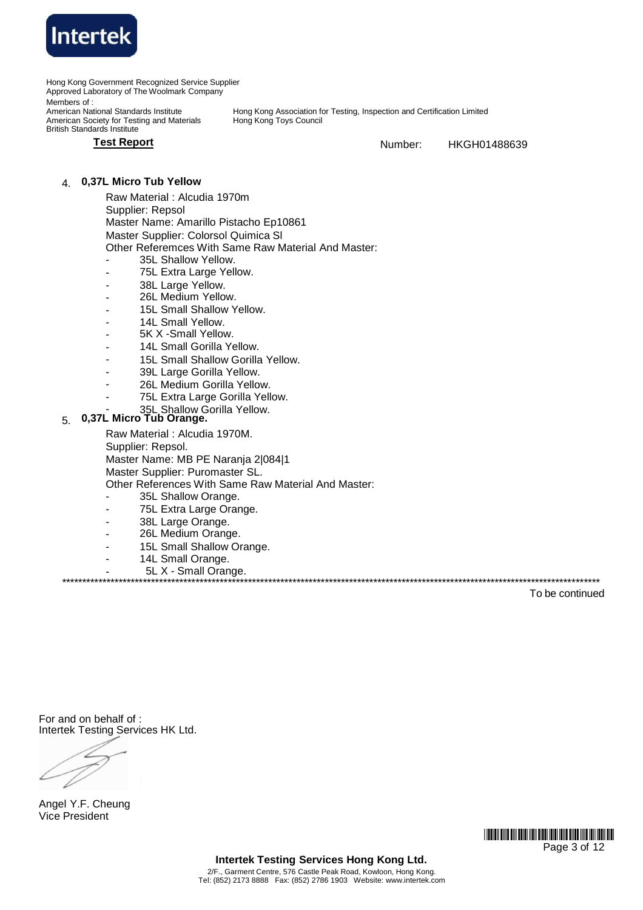Hong Kong Government Recognized Service Supplier
Approved Laboratory of The Woolmark Company
Members of :
American National Standards Institute
American Society for Testing and Materials
British Standards Institute
Hong Kong Association for Testing, Inspection and Certification Limited
Hong Kong Toys Council

**Test Report** Number: HKGH01488639

4. **0,37L Micro Tub Yellow**

   Raw Material : Alcudia 1970m
   Supplier: Repsol
   Master Name: Amarillo Pistacho Ep10861
   Master Supplier: Colorsol Quimica Sl
   Other Referemces With Same Raw Material And Master:

   - 35L Shallow Yellow.
   - 75L Extra Large Yellow.
   - 38L Large Yellow.
   - 26L Medium Yellow.
   - 15L Small Shallow Yellow.
   - 14L Small Yellow.
   - 5K X -Small Yellow.
   - 14L Small Gorilla Yellow.
   - 15L Small Shallow Gorilla Yellow.
   - 39L Large Gorilla Yellow.
   - 26L Medium Gorilla Yellow.
   - 75L Extra Large Gorilla Yellow.
   - 35L Shallow Gorilla Yellow.

5. **0,37L Micro Tub Orange.**

   Raw Material : Alcudia 1970M.
   Supplier: Repsol.
   Master Name: MB PE Naranja 2|084|1
   Master Supplier: Puromaster SL.
   Other References With Same Raw Material And Master:

   - 35L Shallow Orange.
   - 75L Extra Large Orange.
   - 38L Large Orange.
   - 26L Medium Orange.
   - 15L Small Shallow Orange.
   - 14L Small Orange.
   - 5L X - Small Orange.

*******************************************************************************************************************

To be continued

For and on behalf of :
Intertek Testing Services HK Ltd.

Angel Y.F. Cheung
Vice President

**Intertek Testing Services Hong Kong Ltd.**
2/F., Garment Centre, 576 Castle Peak Road, Kowloon, Hong Kong.
Tel: (852) 2173 8888 Fax: (852) 2786 1903 Website: www.intertek.com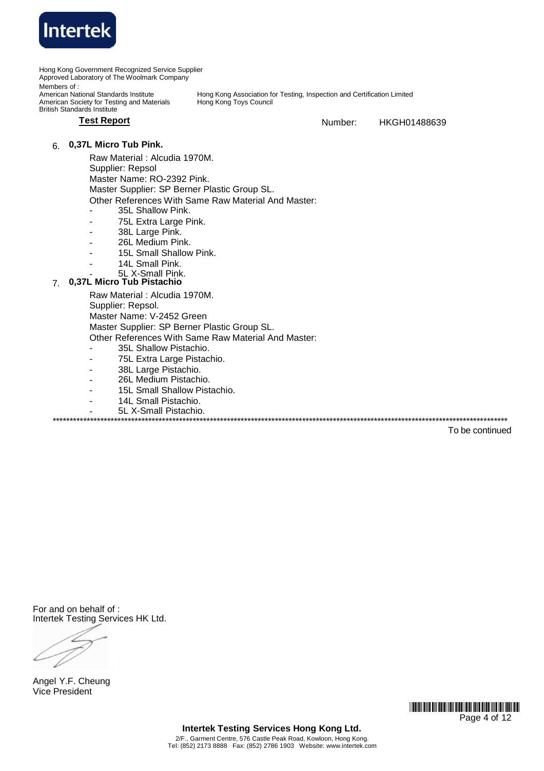Hong Kong Government Recognized Service Supplier
Approved Laboratory of The Woolmark Company
Members of :
American National Standards Institute
American Society for Testing and Materials
British Standards Institute
Hong Kong Association for Testing, Inspection and Certification Limited
Hong Kong Toys Council

**Test Report** Number: HKGH01488639

6. **0,37L Micro Tub Pink.**

   Raw Material : Alcudia 1970M.
   Supplier: Repsol
   Master Name: RO-2392 Pink.
   Master Supplier: SP Berner Plastic Group SL.
   Other References With Same Raw Material And Master:
   - 35L Shallow Pink.
   - 75L Extra Large Pink.
   - 38L Large Pink.
   - 26L Medium Pink.
   - 15L Small Shallow Pink.
   - 14L Small Pink.
   - 5L X-Small Pink.

7. **0,37L Micro Tub Pistachio**

   Raw Material : Alcudia 1970M.
   Supplier: Repsol.
   Master Name: V-2452 Green
   Master Supplier: SP Berner Plastic Group SL.
   Other References With Same Raw Material And Master:
   - 35L Shallow Pistachio.
   - 75L Extra Large Pistachio.
   - 38L Large Pistachio.
   - 26L Medium Pistachio.
   - 15L Small Shallow Pistachio.
   - 14L Small Pistachio.
   - 5L X-Small Pistachio.

****************************************************************************************************************************

To be continued

For and on behalf of :
Intertek Testing Services HK Ltd.

Angel Y.F. Cheung
Vice President

**Intertek Testing Services Hong Kong Ltd.**
2/F., Garment Centre, 576 Castle Peak Road, Kowloon, Hong Kong.
Tel: (852) 2173 8888 Fax: (852) 2786 1903 Website: www.intertek.com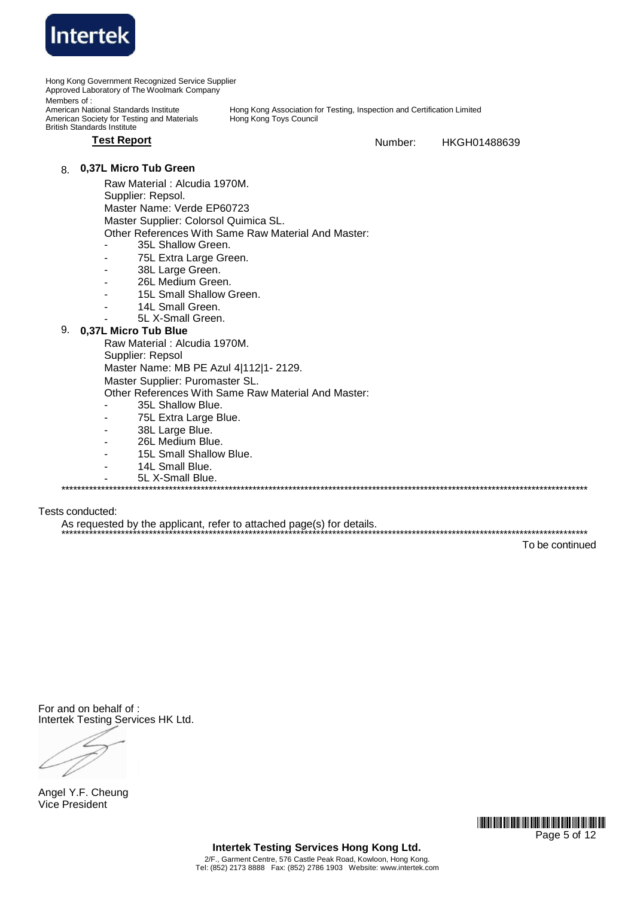Hong Kong Government Recognized Service Supplier
Approved Laboratory of The Woolmark Company
Members of :
American National Standards Institute
American Society for Testing and Materials
British Standards Institute
Hong Kong Association for Testing, Inspection and Certification Limited
Hong Kong Toys Council

**Test Report** Number: HKGH01488639

8. **0,37L Micro Tub Green**

   Raw Material : Alcudia 1970M.
   Supplier: Repsol.
   Master Name: Verde EP60723
   Master Supplier: Colorsol Quimica SL.
   Other References With Same Raw Material And Master:
   - 35L Shallow Green.
   - 75L Extra Large Green.
   - 38L Large Green.
   - 26L Medium Green.
   - 15L Small Shallow Green.
   - 14L Small Green.
   - 5L X-Small Green.

9. **0,37L Micro Tub Blue**

   Raw Material : Alcudia 1970M.
   Supplier: Repsol
   Master Name: MB PE Azul 4|112|1- 2129.
   Master Supplier: Puromaster SL.
   Other References With Same Raw Material And Master:
   - 35L Shallow Blue.
   - 75L Extra Large Blue.
   - 38L Large Blue.
   - 26L Medium Blue.
   - 15L Small Shallow Blue.
   - 14L Small Blue.
   - 5L X-Small Blue.

***

Tests conducted:

As requested by the applicant, refer to attached page(s) for details.

***

To be continued

For and on behalf of :
Intertek Testing Services HK Ltd.

Angel Y.F. Cheung
Vice President

**Intertek Testing Services Hong Kong Ltd.**
2/F., Garment Centre, 576 Castle Peak Road, Kowloon, Hong Kong.
Tel: (852) 2173 8888 Fax: (852) 2786 1903 Website: www.intertek.com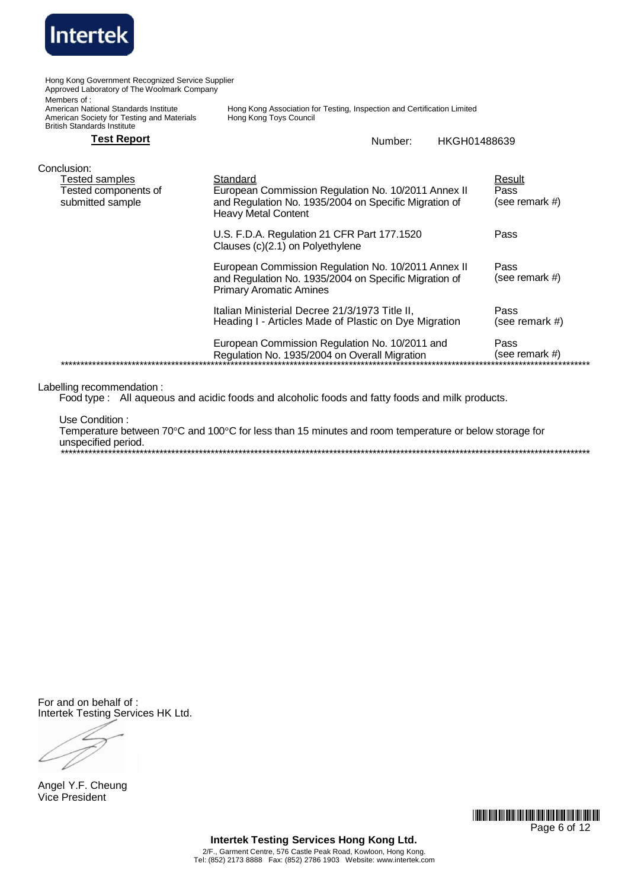Hong Kong Government Recognized Service Supplier
Approved Laboratory of The Woolmark Company
Members of :
American National Standards Institute
American Society for Testing and Materials
British Standards Institute
Hong Kong Association for Testing, Inspection and Certification Limited
Hong Kong Toys Council

**Test Report** Number: HKGH01488639

Conclusion:

| Tested samples | Standard | Result |
|---|---|---|
| Tested components of submitted sample | European Commission Regulation No. 10/2011 Annex II and Regulation No. 1935/2004 on Specific Migration of Heavy Metal Content | Pass (see remark #) |
| | U.S. F.D.A. Regulation 21 CFR Part 177.1520 Clauses (c)(2.1) on Polyethylene | Pass |
| | European Commission Regulation No. 10/2011 Annex II and Regulation No. 1935/2004 on Specific Migration of Primary Aromatic Amines | Pass (see remark #) |
| | Italian Ministerial Decree 21/3/1973 Title II, Heading I - Articles Made of Plastic on Dye Migration | Pass (see remark #) |
| | European Commission Regulation No. 10/2011 and Regulation No. 1935/2004 on Overall Migration | Pass (see remark #) |

Labelling recommendation :

Food type : All aqueous and acidic foods and alcoholic foods and fatty foods and milk products.

Use Condition :

Temperature between 70°C and 100°C for less than 15 minutes and room temperature or below storage for unspecified period.

For and on behalf of :
Intertek Testing Services HK Ltd.

Angel Y.F. Cheung
Vice President

**Intertek Testing Services Hong Kong Ltd.**
2/F., Garment Centre, 576 Castle Peak Road, Kowloon, Hong Kong.
Tel: (852) 2173 8888 Fax: (852) 2786 1903 Website: www.intertek.com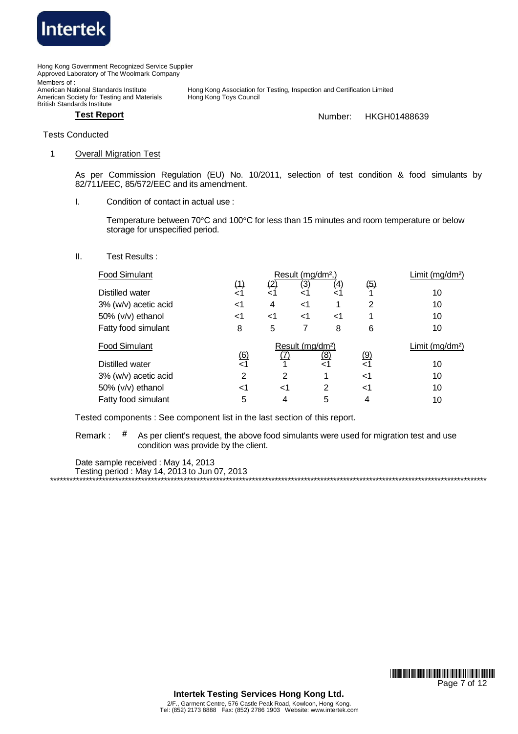Hong Kong Government Recognized Service Supplier
Approved Laboratory of The Woolmark Company
Members of :
American National Standards Institute
American Society for Testing and Materials
British Standards Institute
Hong Kong Association for Testing, Inspection and Certification Limited
Hong Kong Toys Council

**Test Report**

Number: HKGH01488639

Tests Conducted

1 Overall Migration Test

As per Commission Regulation (EU) No. 10/2011, selection of test condition & food simulants by 82/711/EEC, 85/572/EEC and its amendment.

I. Condition of contact in actual use :

Temperature between 70°C and 100°C for less than 15 minutes and room temperature or below storage for unspecified period.

II. Test Results :

| Food Simulant | Result (mg/dm²,) | | | | | Limit (mg/dm²) |
|---|---|---|---|---|---|---|
| | (1) | (2) | (3) | (4) | (5) | |
| Distilled water | <1 | <1 | <1 | <1 | 1 | 10 |
| 3% (w/v) acetic acid | <1 | 4 | <1 | 1 | 2 | 10 |
| 50% (v/v) ethanol | <1 | <1 | <1 | <1 | 1 | 10 |
| Fatty food simulant | 8 | 5 | 7 | 8 | 6 | 10 |

| Food Simulant | Result (mg/dm²) | | | | Limit (mg/dm²) |
|---|---|---|---|---|---|
| | (6) | (7) | (8) | (9) | |
| Distilled water | <1 | 1 | <1 | <1 | 10 |
| 3% (w/v) acetic acid | 2 | 2 | 1 | <1 | 10 |
| 50% (v/v) ethanol | <1 | <1 | 2 | <1 | 10 |
| Fatty food simulant | 5 | 4 | 5 | 4 | 10 |

Tested components : See component list in the last section of this report.

Remark : # As per client's request, the above food simulants were used for migration test and use condition was provide by the client.

Date sample received : May 14, 2013
Testing period : May 14, 2013 to Jun 07, 2013

**Intertek Testing Services Hong Kong Ltd.**
2/F., Garment Centre, 576 Castle Peak Road, Kowloon, Hong Kong.
Tel: (852) 2173 8888 Fax: (852) 2786 1903 Website: www.intertek.com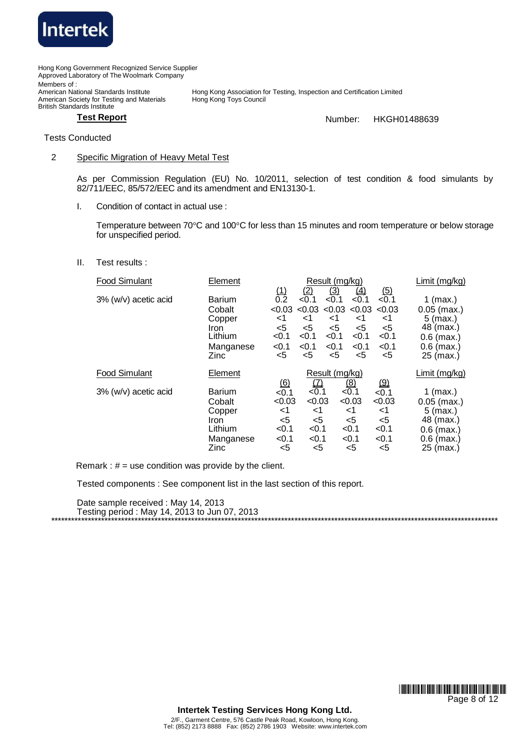Hong Kong Government Recognized Service Supplier
Approved Laboratory of The Woolmark Company
Members of :
American National Standards Institute
American Society for Testing and Materials
British Standards Institute
Hong Kong Association for Testing, Inspection and Certification Limited
Hong Kong Toys Council

**Test Report** Number: HKGH01488639

Tests Conducted

2 Specific Migration of Heavy Metal Test

As per Commission Regulation (EU) No. 10/2011, selection of test condition & food simulants by 82/711/EEC, 85/572/EEC and its amendment and EN13130-1.

I. Condition of contact in actual use :

Temperature between 70°C and 100°C for less than 15 minutes and room temperature or below storage for unspecified period.

II. Test results :

| Food Simulant | Element | Result (mg/kg) | | | | | Limit (mg/kg) |
|---|---|---|---|---|---|---|---|
| | | (1) | (2) | (3) | (4) | (5) | |
| 3% (w/v) acetic acid | Barium | 0.2 | <0.1 | <0.1 | <0.1 | <0.1 | 1 (max.) |
| | Cobalt | <0.03 | <0.03 | <0.03 | <0.03 | <0.03 | 0.05 (max.) |
| | Copper | <1 | <1 | <1 | <1 | <1 | 5 (max.) |
| | Iron | <5 | <5 | <5 | <5 | <5 | 48 (max.) |
| | Lithium | <0.1 | <0.1 | <0.1 | <0.1 | <0.1 | 0.6 (max.) |
| | Manganese | <0.1 | <0.1 | <0.1 | <0.1 | <0.1 | 0.6 (max.) |
| | Zinc | <5 | <5 | <5 | <5 | <5 | 25 (max.) |

| Food Simulant | Element | Result (mg/kg) | | | | Limit (mg/kg) |
|---|---|---|---|---|---|---|
| | | (6) | (7) | (8) | (9) | |
| 3% (w/v) acetic acid | Barium | <0.1 | <0.1 | <0.1 | <0.1 | 1 (max.) |
| | Cobalt | <0.03 | <0.03 | <0.03 | <0.03 | 0.05 (max.) |
| | Copper | <1 | <1 | <1 | <1 | 5 (max.) |
| | Iron | <5 | <5 | <5 | <5 | 48 (max.) |
| | Lithium | <0.1 | <0.1 | <0.1 | <0.1 | 0.6 (max.) |
| | Manganese | <0.1 | <0.1 | <0.1 | <0.1 | 0.6 (max.) |
| | Zinc | <5 | <5 | <5 | <5 | 25 (max.) |

Remark : # = use condition was provide by the client.

Tested components : See component list in the last section of this report.

Date sample received : May 14, 2013
Testing period : May 14, 2013 to Jun 07, 2013

**Intertek Testing Services Hong Kong Ltd.**
2/F., Garment Centre, 576 Castle Peak Road, Kowloon, Hong Kong.
Tel: (852) 2173 8888 Fax: (852) 2786 1903 Website: www.intertek.com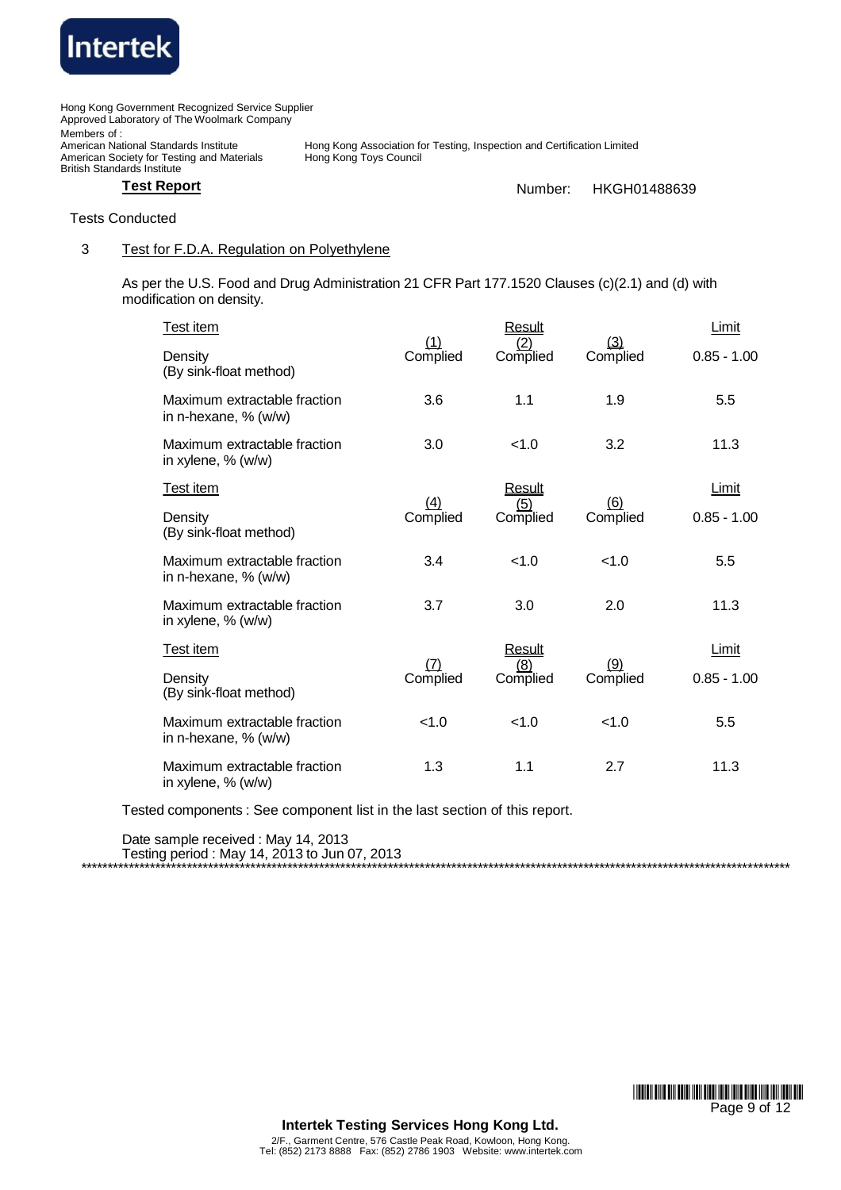Intertek

Hong Kong Government Recognized Service Supplier
Approved Laboratory of The Woolmark Company
Members of :
American National Standards Institute
American Society for Testing and Materials
British Standards Institute

Hong Kong Association for Testing, Inspection and Certification Limited
Hong Kong Toys Council

**Test Report** Number: HKGH01488639

Tests Conducted

3 Test for F.D.A. Regulation on Polyethylene

As per the U.S. Food and Drug Administration 21 CFR Part 177.1520 Clauses (c)(2.1) and (d) with modification on density.

| Test item | Result (1) | Result (2) | Result (3) | Limit |
|---|---|---|---|---|
| Density (By sink-float method) | Complied | Complied | Complied | 0.85 - 1.00 |
| Maximum extractable fraction in n-hexane, % (w/w) | 3.6 | 1.1 | 1.9 | 5.5 |
| Maximum extractable fraction in xylene, % (w/w) | 3.0 | <1.0 | 3.2 | 11.3 |

| Test item | Result (4) | Result (5) | Result (6) | Limit |
|---|---|---|---|---|
| Density (By sink-float method) | Complied | Complied | Complied | 0.85 - 1.00 |
| Maximum extractable fraction in n-hexane, % (w/w) | 3.4 | <1.0 | <1.0 | 5.5 |
| Maximum extractable fraction in xylene, % (w/w) | 3.7 | 3.0 | 2.0 | 11.3 |

| Test item | Result (7) | Result (8) | Result (9) | Limit |
|---|---|---|---|---|
| Density (By sink-float method) | Complied | Complied | Complied | 0.85 - 1.00 |
| Maximum extractable fraction in n-hexane, % (w/w) | <1.0 | <1.0 | <1.0 | 5.5 |
| Maximum extractable fraction in xylene, % (w/w) | 1.3 | 1.1 | 2.7 | 11.3 |

Tested components : See component list in the last section of this report.

Date sample received : May 14, 2013
Testing period : May 14, 2013 to Jun 07, 2013

**Intertek Testing Services Hong Kong Ltd.**
2/F., Garment Centre, 576 Castle Peak Road, Kowloon, Hong Kong.
Tel: (852) 2173 8888 Fax: (852) 2786 1903 Website: www.intertek.com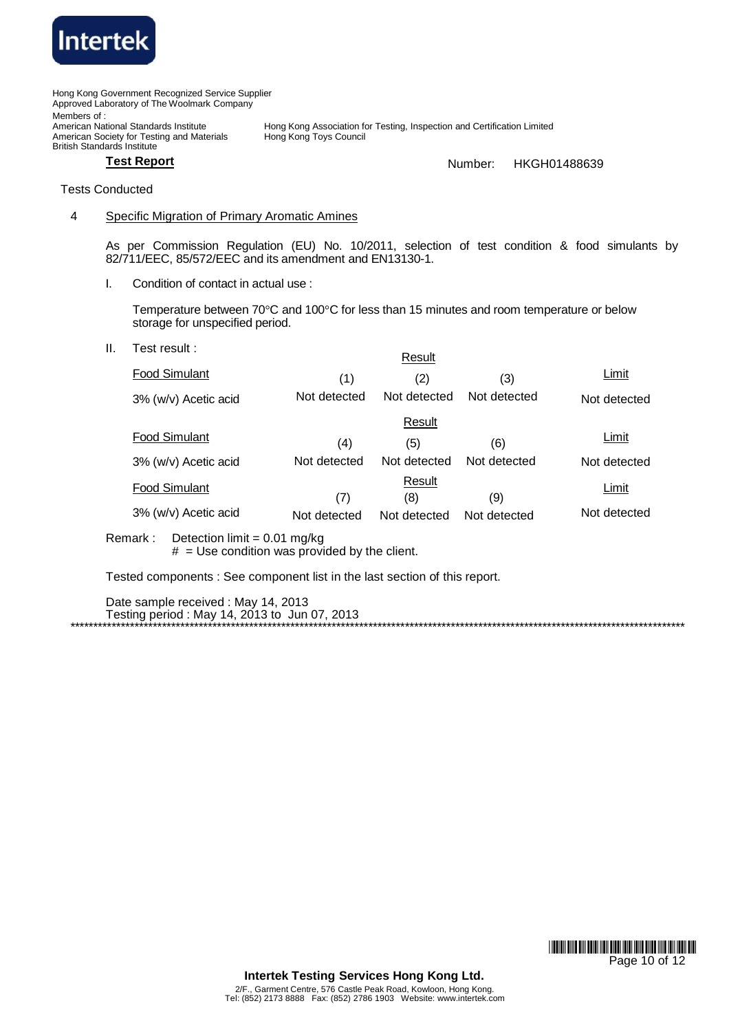Hong Kong Government Recognized Service Supplier
Approved Laboratory of The Woolmark Company
Members of :
American National Standards Institute
American Society for Testing and Materials
British Standards Institute
Hong Kong Association for Testing, Inspection and Certification Limited
Hong Kong Toys Council

**Test Report** Number: HKGH01488639

Tests Conducted

4 Specific Migration of Primary Aromatic Amines

As per Commission Regulation (EU) No. 10/2011, selection of test condition & food simulants by 82/711/EEC, 85/572/EEC and its amendment and EN13130-1.

I. Condition of contact in actual use :

Temperature between 70°C and 100°C for less than 15 minutes and room temperature or below storage for unspecified period.

II. Test result :

| Food Simulant | Result (1) | Result (2) | Result (3) | Limit |
|---|---|---|---|---|
| 3% (w/v) Acetic acid | Not detected | Not detected | Not detected | Not detected |

| Food Simulant | Result (4) | Result (5) | Result (6) | Limit |
|---|---|---|---|---|
| 3% (w/v) Acetic acid | Not detected | Not detected | Not detected | Not detected |

| Food Simulant | Result (7) | Result (8) | Result (9) | Limit |
|---|---|---|---|---|
| 3% (w/v) Acetic acid | Not detected | Not detected | Not detected | Not detected |

Remark : Detection limit = 0.01 mg/kg
# = Use condition was provided by the client.

Tested components : See component list in the last section of this report.

Date sample received : May 14, 2013
Testing period : May 14, 2013 to Jun 07, 2013

\*\*\*\*\*\*\*\*\*\*\*\*\*\*\*\*\*\*\*\*\*\*\*\*\*\*\*\*\*\*\*\*\*\*\*\*\*\*\*\*

**Intertek Testing Services Hong Kong Ltd.**
2/F., Garment Centre, 576 Castle Peak Road, Kowloon, Hong Kong.
Tel: (852) 2173 8888 Fax: (852) 2786 1903 Website: www.intertek.com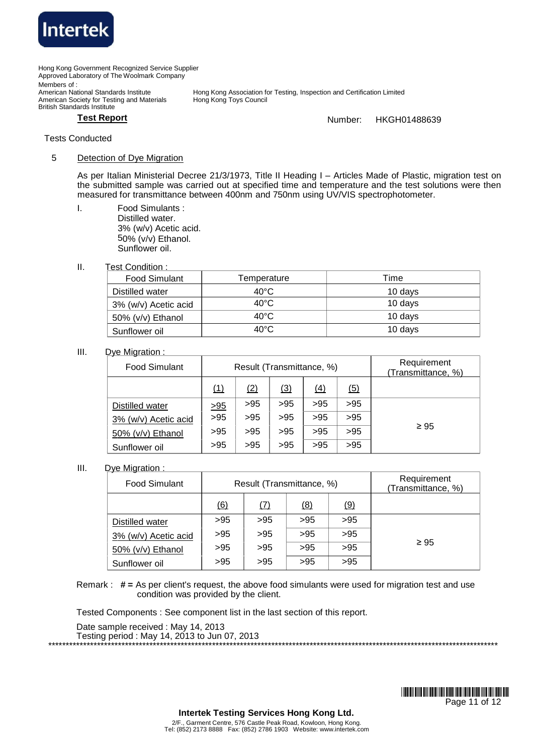Hong Kong Government Recognized Service Supplier
Approved Laboratory of The Woolmark Company
Members of :
American National Standards Institute
American Society for Testing and Materials
British Standards Institute
Hong Kong Association for Testing, Inspection and Certification Limited
Hong Kong Toys Council

**Test Report** Number: HKGH01488639

Tests Conducted

5 Detection of Dye Migration

As per Italian Ministerial Decree 21/3/1973, Title II Heading I – Articles Made of Plastic, migration test on the submitted sample was carried out at specified time and temperature and the test solutions were then measured for transmittance between 400nm and 750nm using UV/VIS spectrophotometer.

I. Food Simulants :
Distilled water.
3% (w/v) Acetic acid.
50% (v/v) Ethanol.
Sunflower oil.

II. Test Condition :

| Food Simulant | Temperature | Time |
|---|---|---|
| Distilled water | 40°C | 10 days |
| 3% (w/v) Acetic acid | 40°C | 10 days |
| 50% (v/v) Ethanol | 40°C | 10 days |
| Sunflower oil | 40°C | 10 days |

III. Dye Migration :

| Food Simulant | Result (Transmittance, %) | | | | | Requirement (Transmittance, %) |
|---|---|---|---|---|---|---|
| | (1) | (2) | (3) | (4) | (5) | |
| Distilled water | >95 | >95 | >95 | >95 | >95 | ≥ 95 |
| 3% (w/v) Acetic acid | >95 | >95 | >95 | >95 | >95 | |
| 50% (v/v) Ethanol | >95 | >95 | >95 | >95 | >95 | |
| Sunflower oil | >95 | >95 | >95 | >95 | >95 | |

III. Dye Migration :

| Food Simulant | Result (Transmittance, %) | | | | Requirement (Transmittance, %) |
|---|---|---|---|---|---|
| | (6) | (7) | (8) | (9) | |
| Distilled water | >95 | >95 | >95 | >95 | ≥ 95 |
| 3% (w/v) Acetic acid | >95 | >95 | >95 | >95 | |
| 50% (v/v) Ethanol | >95 | >95 | >95 | >95 | |
| Sunflower oil | >95 | >95 | >95 | >95 | |

Remark : **# =** As per client's request, the above food simulants were used for migration test and use condition was provided by the client.

Tested Components : See component list in the last section of this report.

Date sample received : May 14, 2013
Testing period : May 14, 2013 to Jun 07, 2013

**Intertek Testing Services Hong Kong Ltd.**
2/F., Garment Centre, 576 Castle Peak Road, Kowloon, Hong Kong.
Tel: (852) 2173 8888 Fax: (852) 2786 1903 Website: www.intertek.com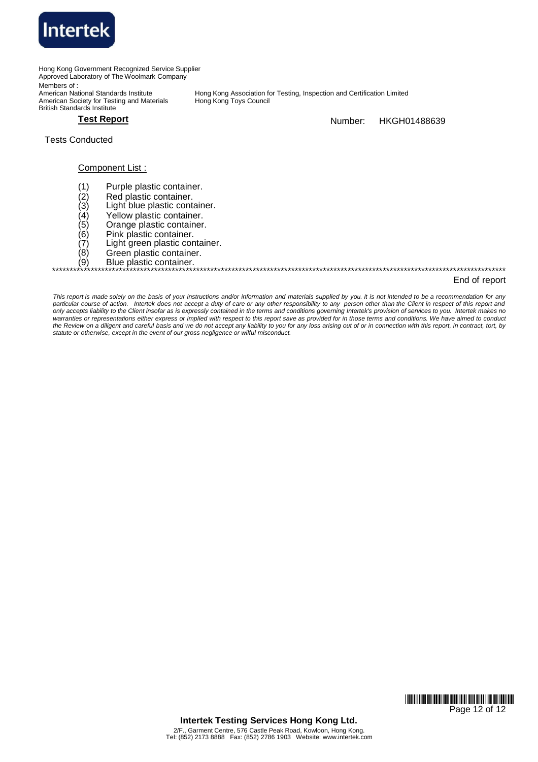Tests Conducted

Component List :

(1) Purple plastic container.
(2) Red plastic container.
(3) Light blue plastic container.
(4) Yellow plastic container.
(5) Orange plastic container.
(6) Pink plastic container.
(7) Light green plastic container.
(8) Green plastic container.
(9) Blue plastic container.

\*\*\*\*\*\*\*\*\*\*\*\*\*\*\*\*\*\*\*\*\*\*\*\*\*\*\*\*\*\*\*\*\*\*\*\*\*\*\*\*\*\*\*\*\*\*\*\*\*\*\*\*\*\*\*\*\*\*\*\*\*\*\*\*\*\*\*\*\*\*\*\*\*\*\*\*\*\*\*\*\*\*\*\*\*\*\*\*\*\*\*\*\*\*\*\*\*\*\*\*\*\*\*\*\*\*\*\*\*\*\*\*\*\*\*\*\*\*\*\*\*\*\*\*\*\*\*\*\*\*\*\*

End of report

*This report is made solely on the basis of your instructions and/or information and materials supplied by you. It is not intended to be a recommendation for any particular course of action. Intertek does not accept a duty of care or any other responsibility to any person other than the Client in respect of this report and only accepts liability to the Client insofar as is expressly contained in the terms and conditions governing Intertek's provision of services to you. Intertek makes no warranties or representations either express or implied with respect to this report save as provided for in those terms and conditions. We have aimed to conduct the Review on a diligent and careful basis and we do not accept any liability to you for any loss arising out of or in connection with this report, in contract, tort, by statute or otherwise, except in the event of our gross negligence or wilful misconduct.*